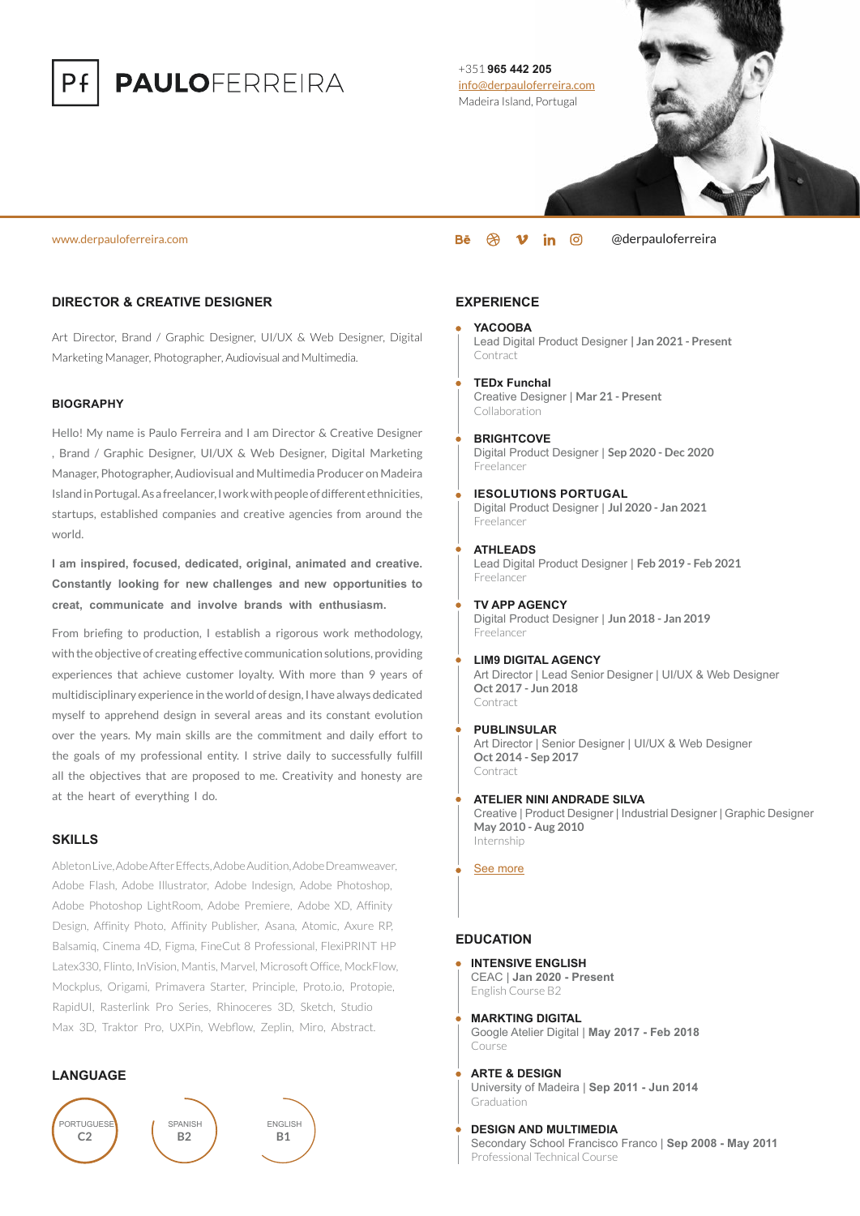# PAULOFERREIRA

+351 965 442 205
info@derpauloferreira.com
Madeira Island, Portugal

www.derpauloferreira.com

@derpauloferreira

## DIRECTOR & CREATIVE DESIGNER

Art Director, Brand / Graphic Designer, UI/UX & Web Designer, Digital Marketing Manager, Photographer, Audiovisual and Multimedia.

### BIOGRAPHY

Hello! My name is Paulo Ferreira and I am Director & Creative Designer , Brand / Graphic Designer, UI/UX & Web Designer, Digital Marketing Manager, Photographer, Audiovisual and Multimedia Producer on Madeira Island in Portugal. As a freelancer, I work with people of different ethnicities, startups, established companies and creative agencies from around the world.

**I am inspired, focused, dedicated, original, animated and creative. Constantly looking for new challenges and new opportunities to creat, communicate and involve brands with enthusiasm.**

From briefing to production, I establish a rigorous work methodology, with the objective of creating effective communication solutions, providing experiences that achieve customer loyalty. With more than 9 years of multidisciplinary experience in the world of design, I have always dedicated myself to apprehend design in several areas and its constant evolution over the years. My main skills are the commitment and daily effort to the goals of my professional entity. I strive daily to successfully fulfill all the objectives that are proposed to me. Creativity and honesty are at the heart of everything I do.

## SKILLS

Ableton Live, Adobe After Effects, Adobe Audition, Adobe Dreamweaver, Adobe Flash, Adobe Illustrator, Adobe Indesign, Adobe Photoshop, Adobe Photoshop LightRoom, Adobe Premiere, Adobe XD, Affinity Design, Affinity Photo, Affinity Publisher, Asana, Atomic, Axure RP, Balsamiq, Cinema 4D, Figma, FineCut 8 Professional, FlexiPRINT HP Latex330, Flinto, InVision, Mantis, Marvel, Microsoft Office, MockFlow, Mockplus, Origami, Primavera Starter, Principle, Proto.io, Protopie, RapidUI, Rasterlink Pro Series, Rhinoceres 3D, Sketch, Studio Max 3D, Traktor Pro, UXPin, Webflow, Zeplin, Miro, Abstract.

## LANGUAGE

- PORTUGUESE **C2**
- SPANISH **B2**
- ENGLISH **B1**

## EXPERIENCE

- **YACOOBA**
  Lead Digital Product Designer | **Jan 2021 - Present**
  Contract
- **TEDx Funchal**
  Creative Designer | **Mar 21 - Present**
  Collaboration
- **BRIGHTCOVE**
  Digital Product Designer | **Sep 2020 - Dec 2020**
  Freelancer
- **IESOLUTIONS PORTUGAL**
  Digital Product Designer | **Jul 2020 - Jan 2021**
  Freelancer
- **ATHLEADS**
  Lead Digital Product Designer | **Feb 2019 - Feb 2021**
  Freelancer
- **TV APP AGENCY**
  Digital Product Designer | **Jun 2018 - Jan 2019**
  Freelancer
- **LIM9 DIGITAL AGENCY**
  Art Director | Lead Senior Designer | UI/UX & Web Designer
  **Oct 2017 - Jun 2018**
  Contract
- **PUBLINSULAR**
  Art Director | Senior Designer | UI/UX & Web Designer
  **Oct 2014 - Sep 2017**
  Contract
- **ATELIER NINI ANDRADE SILVA**
  Creative | Product Designer | Industrial Designer | Graphic Designer
  **May 2010 - Aug 2010**
  Internship
- See more

## EDUCATION

- **INTENSIVE ENGLISH**
  CEAC | **Jan 2020 - Present**
  English Course B2
- **MARKTING DIGITAL**
  Google Atelier Digital | **May 2017 - Feb 2018**
  Course
- **ARTE & DESIGN**
  University of Madeira | **Sep 2011 - Jun 2014**
  Graduation
- **DESIGN AND MULTIMEDIA**
  Secondary School Francisco Franco | **Sep 2008 - May 2011**
  Professional Technical Course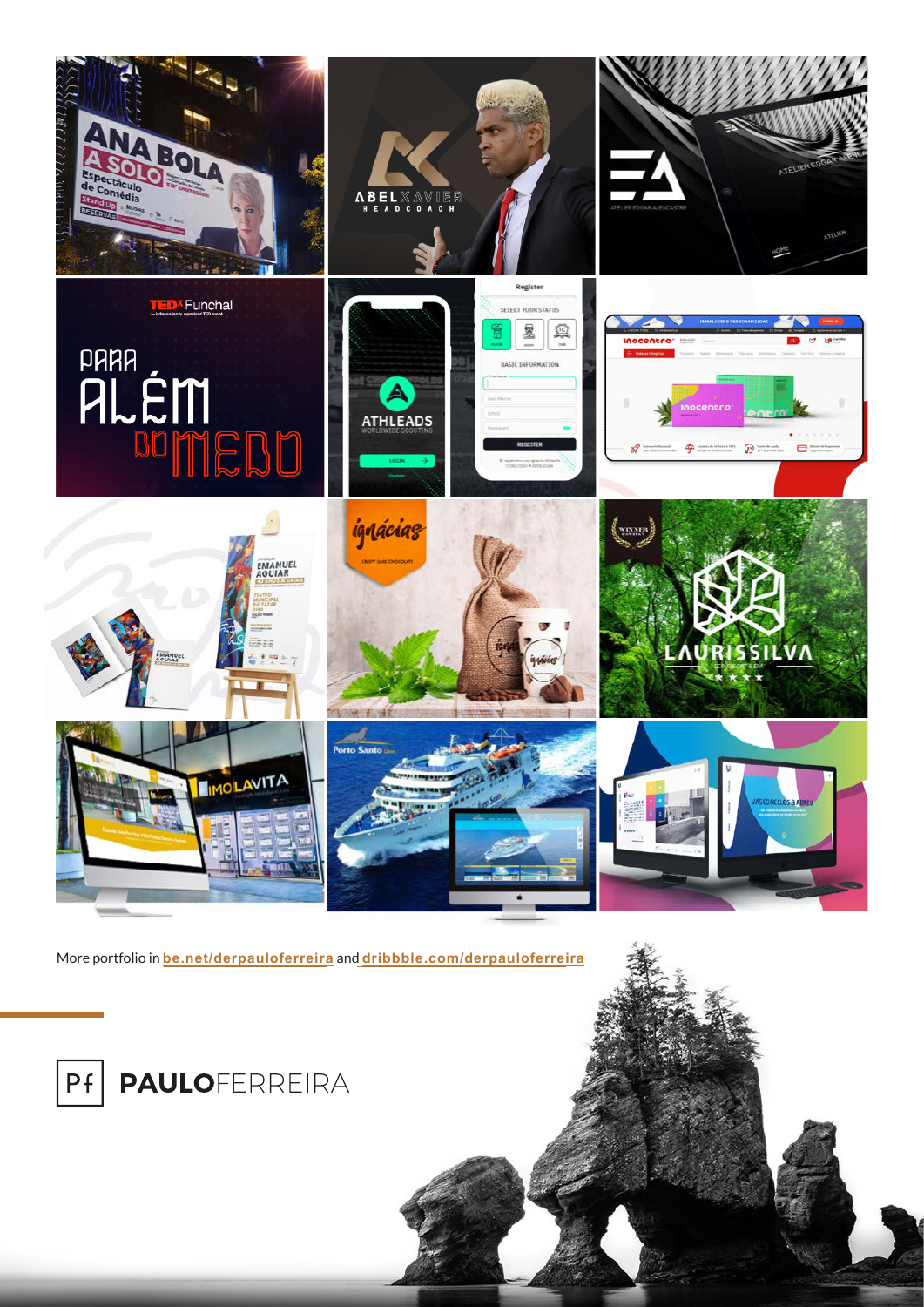More portfolio in **be.net/derpauloferreira** and **dribbble.com/derpauloferreira**

Pf **PAULO**FERREIRA